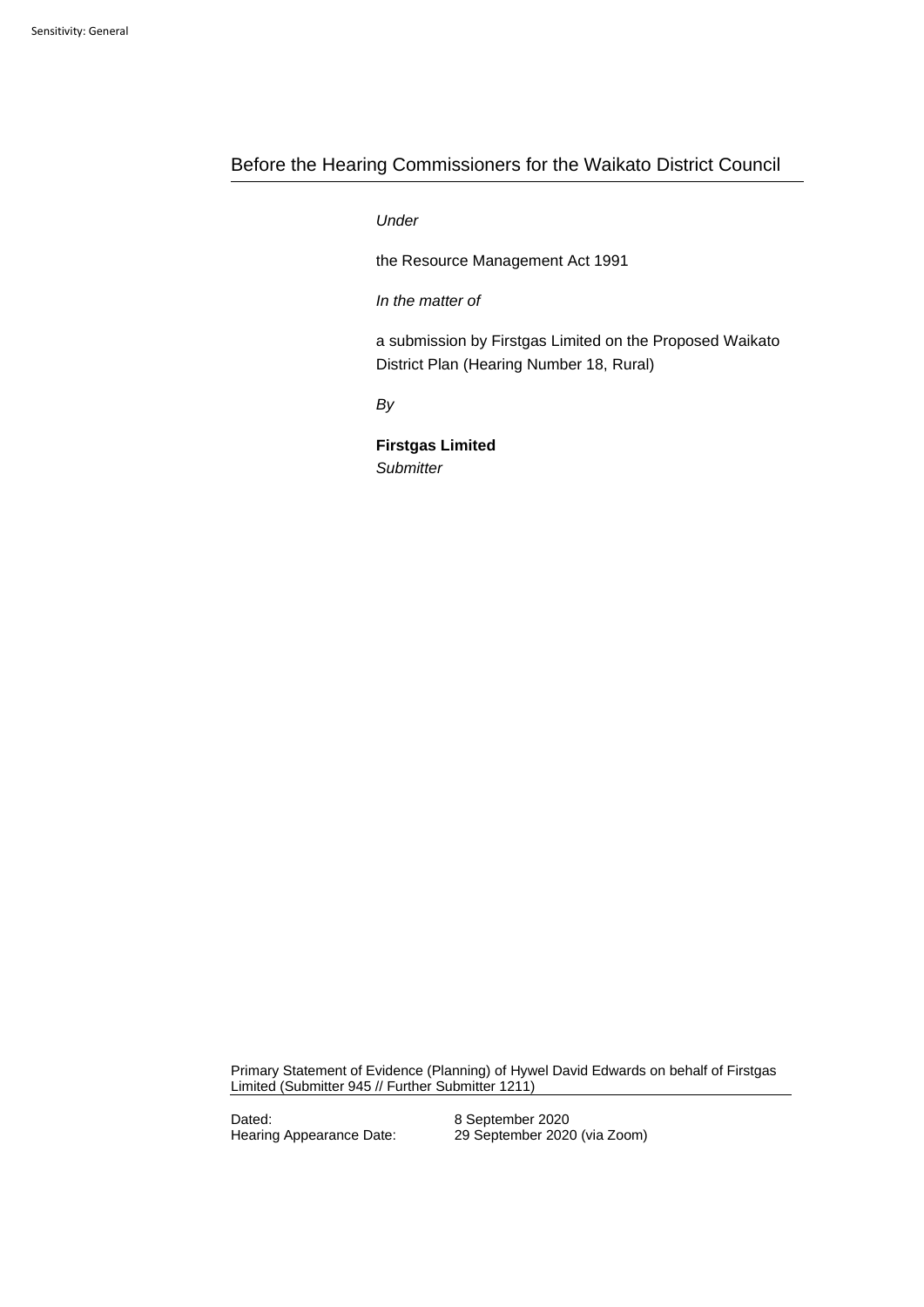Before the Hearing Commissioners for the Waikato District Council

*Under*

the Resource Management Act 1991

*In the matter of*

a submission by Firstgas Limited on the Proposed Waikato District Plan (Hearing Number 18, Rural)

*By*

**Firstgas Limited**
*Submitter*

Primary Statement of Evidence (Planning) of Hywel David Edwards on behalf of Firstgas Limited (Submitter 945 // Further Submitter 1211)

Dated: 8 September 2020
Hearing Appearance Date: 29 September 2020 (via Zoom)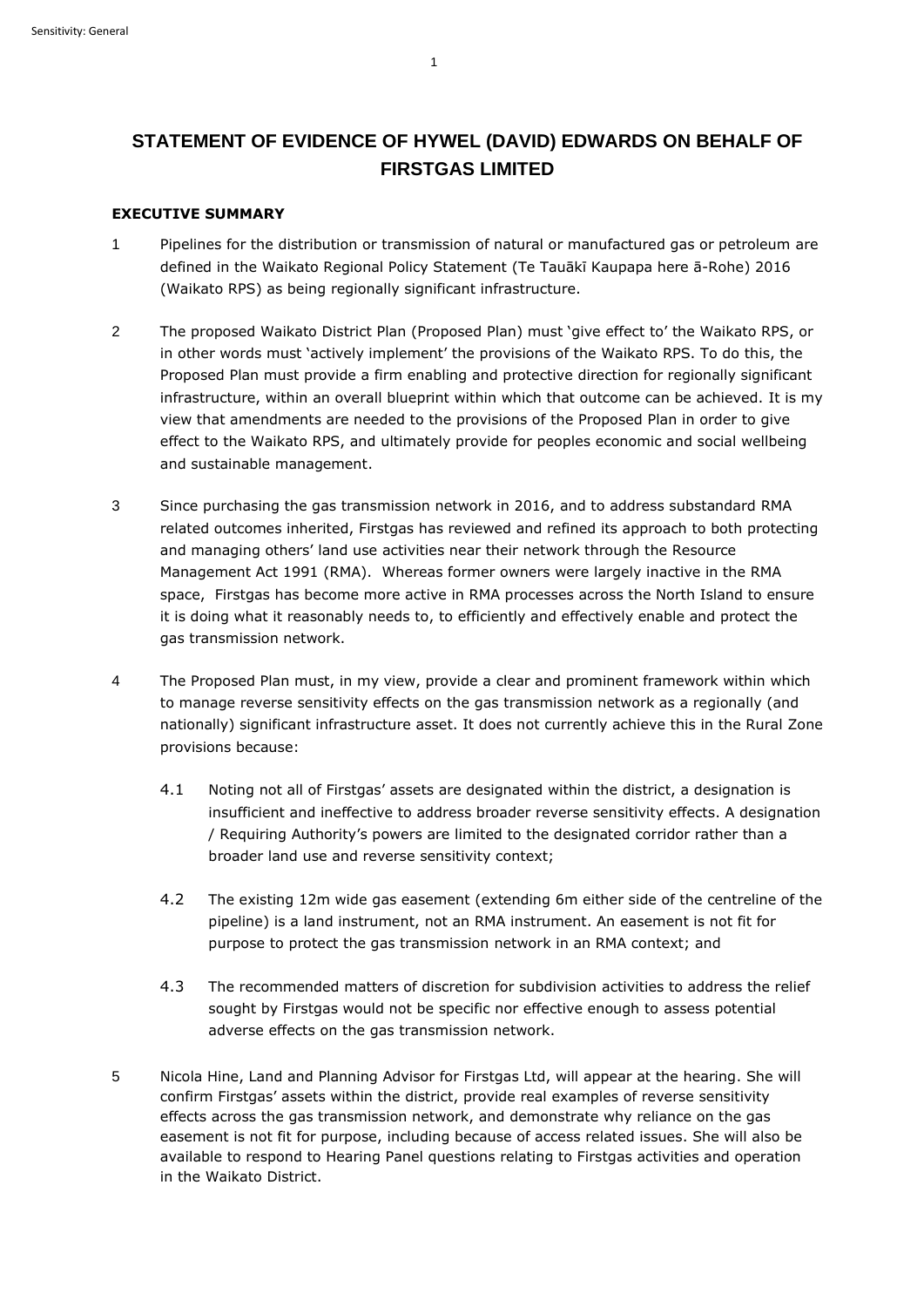# STATEMENT OF EVIDENCE OF HYWEL (DAVID) EDWARDS ON BEHALF OF FIRSTGAS LIMITED

## EXECUTIVE SUMMARY

1 Pipelines for the distribution or transmission of natural or manufactured gas or petroleum are defined in the Waikato Regional Policy Statement (Te Tauākī Kaupapa here ā-Rohe) 2016 (Waikato RPS) as being regionally significant infrastructure.

2 The proposed Waikato District Plan (Proposed Plan) must 'give effect to' the Waikato RPS, or in other words must 'actively implement' the provisions of the Waikato RPS. To do this, the Proposed Plan must provide a firm enabling and protective direction for regionally significant infrastructure, within an overall blueprint within which that outcome can be achieved. It is my view that amendments are needed to the provisions of the Proposed Plan in order to give effect to the Waikato RPS, and ultimately provide for peoples economic and social wellbeing and sustainable management.

3 Since purchasing the gas transmission network in 2016, and to address substandard RMA related outcomes inherited, Firstgas has reviewed and refined its approach to both protecting and managing others' land use activities near their network through the Resource Management Act 1991 (RMA). Whereas former owners were largely inactive in the RMA space, Firstgas has become more active in RMA processes across the North Island to ensure it is doing what it reasonably needs to, to efficiently and effectively enable and protect the gas transmission network.

4 The Proposed Plan must, in my view, provide a clear and prominent framework within which to manage reverse sensitivity effects on the gas transmission network as a regionally (and nationally) significant infrastructure asset. It does not currently achieve this in the Rural Zone provisions because:

   4.1 Noting not all of Firstgas' assets are designated within the district, a designation is insufficient and ineffective to address broader reverse sensitivity effects. A designation / Requiring Authority's powers are limited to the designated corridor rather than a broader land use and reverse sensitivity context;

   4.2 The existing 12m wide gas easement (extending 6m either side of the centreline of the pipeline) is a land instrument, not an RMA instrument. An easement is not fit for purpose to protect the gas transmission network in an RMA context; and

   4.3 The recommended matters of discretion for subdivision activities to address the relief sought by Firstgas would not be specific nor effective enough to assess potential adverse effects on the gas transmission network.

5 Nicola Hine, Land and Planning Advisor for Firstgas Ltd, will appear at the hearing. She will confirm Firstgas' assets within the district, provide real examples of reverse sensitivity effects across the gas transmission network, and demonstrate why reliance on the gas easement is not fit for purpose, including because of access related issues. She will also be available to respond to Hearing Panel questions relating to Firstgas activities and operation in the Waikato District.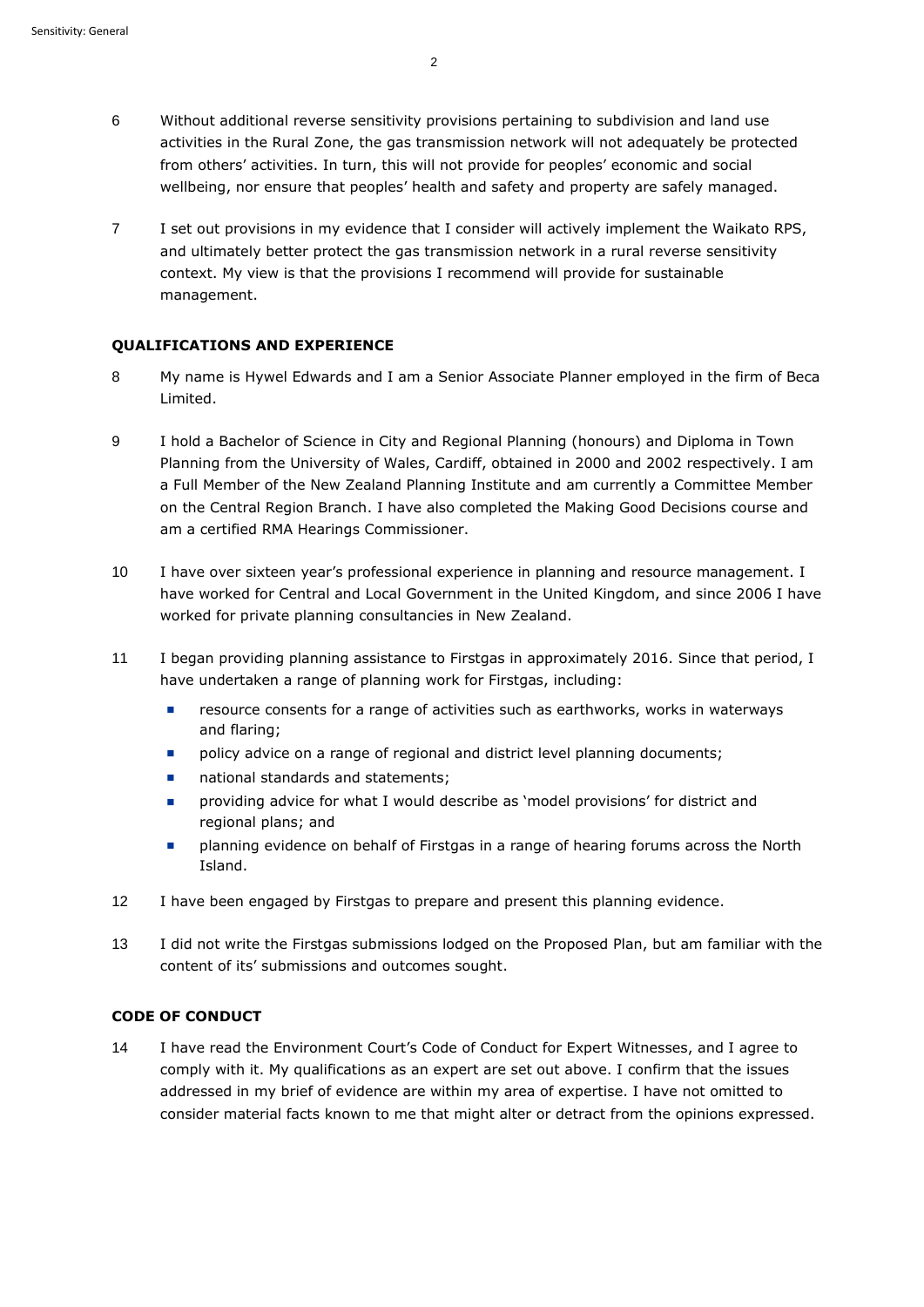6 Without additional reverse sensitivity provisions pertaining to subdivision and land use activities in the Rural Zone, the gas transmission network will not adequately be protected from others' activities. In turn, this will not provide for peoples' economic and social wellbeing, nor ensure that peoples' health and safety and property are safely managed.

7 I set out provisions in my evidence that I consider will actively implement the Waikato RPS, and ultimately better protect the gas transmission network in a rural reverse sensitivity context. My view is that the provisions I recommend will provide for sustainable management.

**QUALIFICATIONS AND EXPERIENCE**

8 My name is Hywel Edwards and I am a Senior Associate Planner employed in the firm of Beca Limited.

9 I hold a Bachelor of Science in City and Regional Planning (honours) and Diploma in Town Planning from the University of Wales, Cardiff, obtained in 2000 and 2002 respectively. I am a Full Member of the New Zealand Planning Institute and am currently a Committee Member on the Central Region Branch. I have also completed the Making Good Decisions course and am a certified RMA Hearings Commissioner.

10 I have over sixteen year's professional experience in planning and resource management. I have worked for Central and Local Government in the United Kingdom, and since 2006 I have worked for private planning consultancies in New Zealand.

11 I began providing planning assistance to Firstgas in approximately 2016. Since that period, I have undertaken a range of planning work for Firstgas, including:

- resource consents for a range of activities such as earthworks, works in waterways and flaring;
- policy advice on a range of regional and district level planning documents;
- national standards and statements;
- providing advice for what I would describe as 'model provisions' for district and regional plans; and
- planning evidence on behalf of Firstgas in a range of hearing forums across the North Island.

12 I have been engaged by Firstgas to prepare and present this planning evidence.

13 I did not write the Firstgas submissions lodged on the Proposed Plan, but am familiar with the content of its' submissions and outcomes sought.

**CODE OF CONDUCT**

14 I have read the Environment Court's Code of Conduct for Expert Witnesses, and I agree to comply with it. My qualifications as an expert are set out above. I confirm that the issues addressed in my brief of evidence are within my area of expertise. I have not omitted to consider material facts known to me that might alter or detract from the opinions expressed.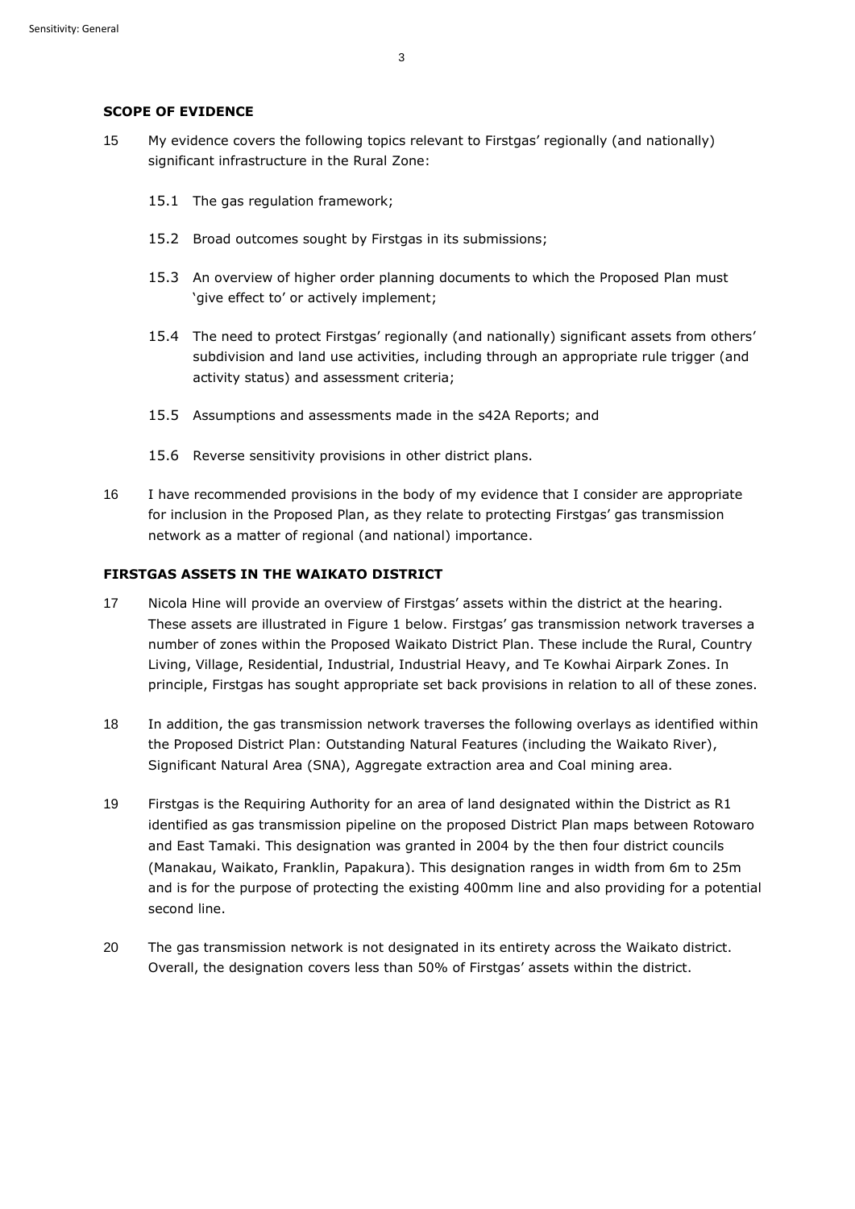## SCOPE OF EVIDENCE

15 My evidence covers the following topics relevant to Firstgas' regionally (and nationally) significant infrastructure in the Rural Zone:

15.1 The gas regulation framework;

15.2 Broad outcomes sought by Firstgas in its submissions;

15.3 An overview of higher order planning documents to which the Proposed Plan must 'give effect to' or actively implement;

15.4 The need to protect Firstgas' regionally (and nationally) significant assets from others' subdivision and land use activities, including through an appropriate rule trigger (and activity status) and assessment criteria;

15.5 Assumptions and assessments made in the s42A Reports; and

15.6 Reverse sensitivity provisions in other district plans.

16 I have recommended provisions in the body of my evidence that I consider are appropriate for inclusion in the Proposed Plan, as they relate to protecting Firstgas' gas transmission network as a matter of regional (and national) importance.

## FIRSTGAS ASSETS IN THE WAIKATO DISTRICT

17 Nicola Hine will provide an overview of Firstgas' assets within the district at the hearing. These assets are illustrated in Figure 1 below. Firstgas' gas transmission network traverses a number of zones within the Proposed Waikato District Plan. These include the Rural, Country Living, Village, Residential, Industrial, Industrial Heavy, and Te Kowhai Airpark Zones. In principle, Firstgas has sought appropriate set back provisions in relation to all of these zones.

18 In addition, the gas transmission network traverses the following overlays as identified within the Proposed District Plan: Outstanding Natural Features (including the Waikato River), Significant Natural Area (SNA), Aggregate extraction area and Coal mining area.

19 Firstgas is the Requiring Authority for an area of land designated within the District as R1 identified as gas transmission pipeline on the proposed District Plan maps between Rotowaro and East Tamaki. This designation was granted in 2004 by the then four district councils (Manakau, Waikato, Franklin, Papakura). This designation ranges in width from 6m to 25m and is for the purpose of protecting the existing 400mm line and also providing for a potential second line.

20 The gas transmission network is not designated in its entirety across the Waikato district. Overall, the designation covers less than 50% of Firstgas' assets within the district.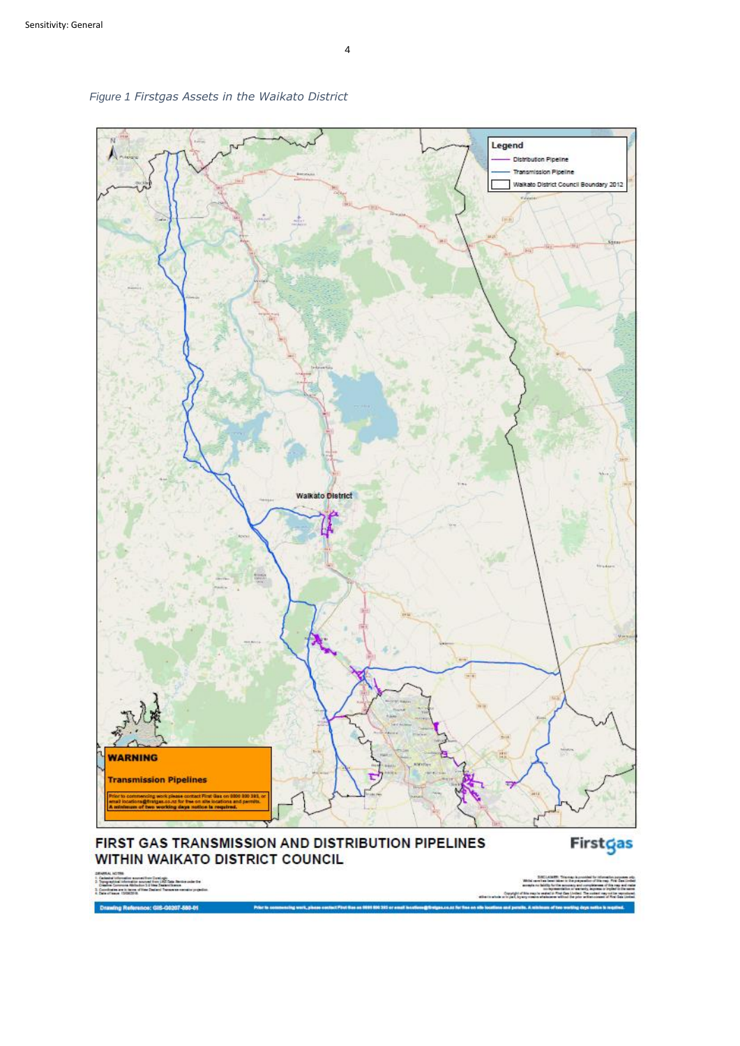*Figure 1 Firstgas Assets in the Waikato District*

**Legend**

- Distribution Pipeline
- Transmission Pipeline
- Waikato District Council Boundary 2012

Walkato District

**WARNING**

**Transmission Pipelines**

Prior to commencing work please contact First Gas on 0800 800 393, or email locations@firstgas.co.nz for free on site locations and permits. A minimum of two working days notice is required.

**FIRST GAS TRANSMISSION AND DISTRIBUTION PIPELINES WITHIN WAIKATO DISTRICT COUNCIL**

Firstgas

Drawing Reference: GIS-G0207-580-01

Prior to commencing work, please contact First Gas on 0800 800 393 or email locations@firstgas.co.nz for free on site locations and permits. A minimum of two working days notice is required.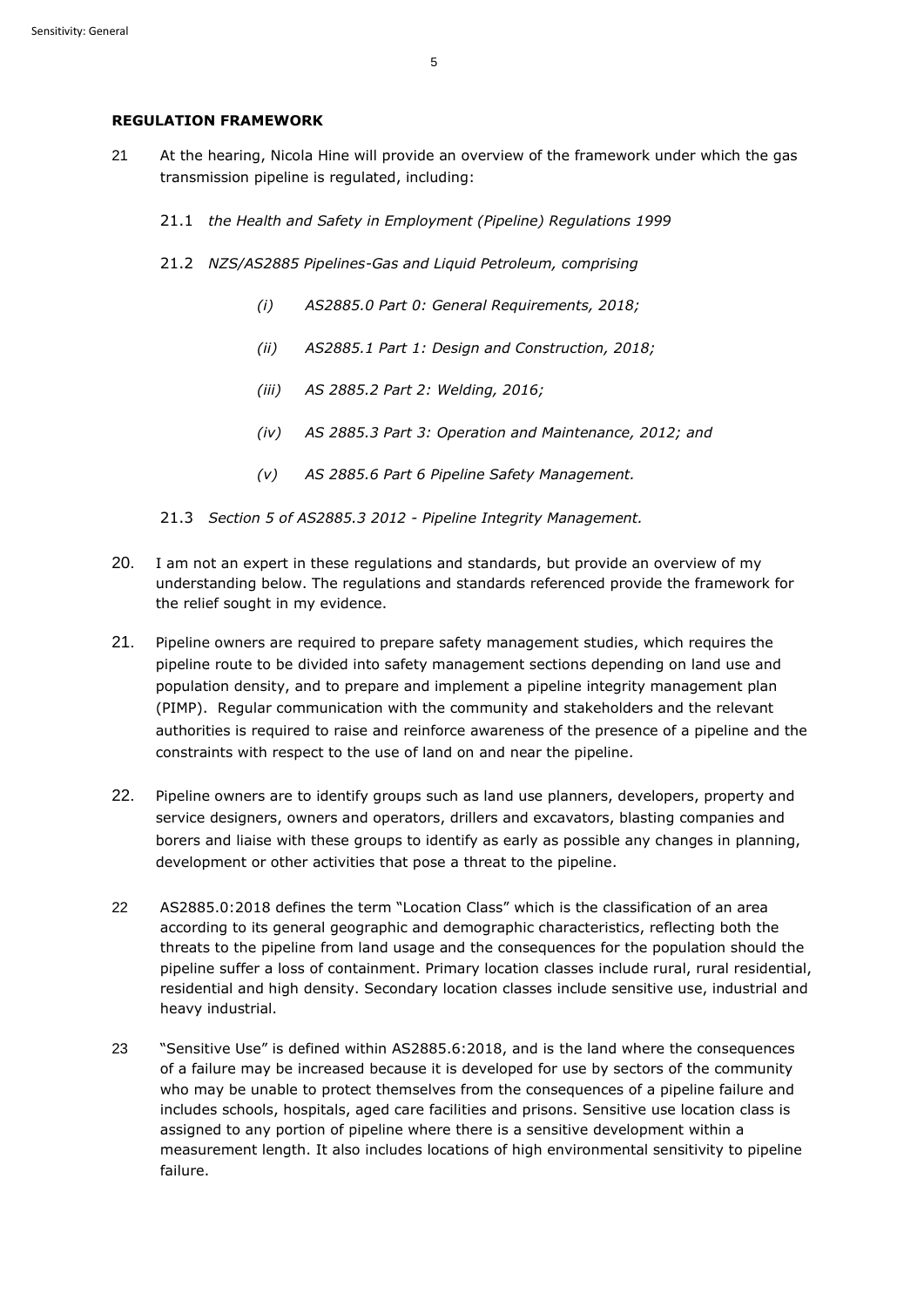**REGULATION FRAMEWORK**

21 At the hearing, Nicola Hine will provide an overview of the framework under which the gas transmission pipeline is regulated, including:

21.1 *the Health and Safety in Employment (Pipeline) Regulations 1999*

21.2 *NZS/AS2885 Pipelines-Gas and Liquid Petroleum, comprising*

*(i) AS2885.0 Part 0: General Requirements, 2018;*

*(ii) AS2885.1 Part 1: Design and Construction, 2018;*

*(iii) AS 2885.2 Part 2: Welding, 2016;*

*(iv) AS 2885.3 Part 3: Operation and Maintenance, 2012; and*

*(v) AS 2885.6 Part 6 Pipeline Safety Management.*

21.3 *Section 5 of AS2885.3 2012 - Pipeline Integrity Management.*

20. I am not an expert in these regulations and standards, but provide an overview of my understanding below. The regulations and standards referenced provide the framework for the relief sought in my evidence.

21. Pipeline owners are required to prepare safety management studies, which requires the pipeline route to be divided into safety management sections depending on land use and population density, and to prepare and implement a pipeline integrity management plan (PIMP). Regular communication with the community and stakeholders and the relevant authorities is required to raise and reinforce awareness of the presence of a pipeline and the constraints with respect to the use of land on and near the pipeline.

22. Pipeline owners are to identify groups such as land use planners, developers, property and service designers, owners and operators, drillers and excavators, blasting companies and borers and liaise with these groups to identify as early as possible any changes in planning, development or other activities that pose a threat to the pipeline.

22 AS2885.0:2018 defines the term "Location Class" which is the classification of an area according to its general geographic and demographic characteristics, reflecting both the threats to the pipeline from land usage and the consequences for the population should the pipeline suffer a loss of containment. Primary location classes include rural, rural residential, residential and high density. Secondary location classes include sensitive use, industrial and heavy industrial.

23 "Sensitive Use" is defined within AS2885.6:2018, and is the land where the consequences of a failure may be increased because it is developed for use by sectors of the community who may be unable to protect themselves from the consequences of a pipeline failure and includes schools, hospitals, aged care facilities and prisons. Sensitive use location class is assigned to any portion of pipeline where there is a sensitive development within a measurement length. It also includes locations of high environmental sensitivity to pipeline failure.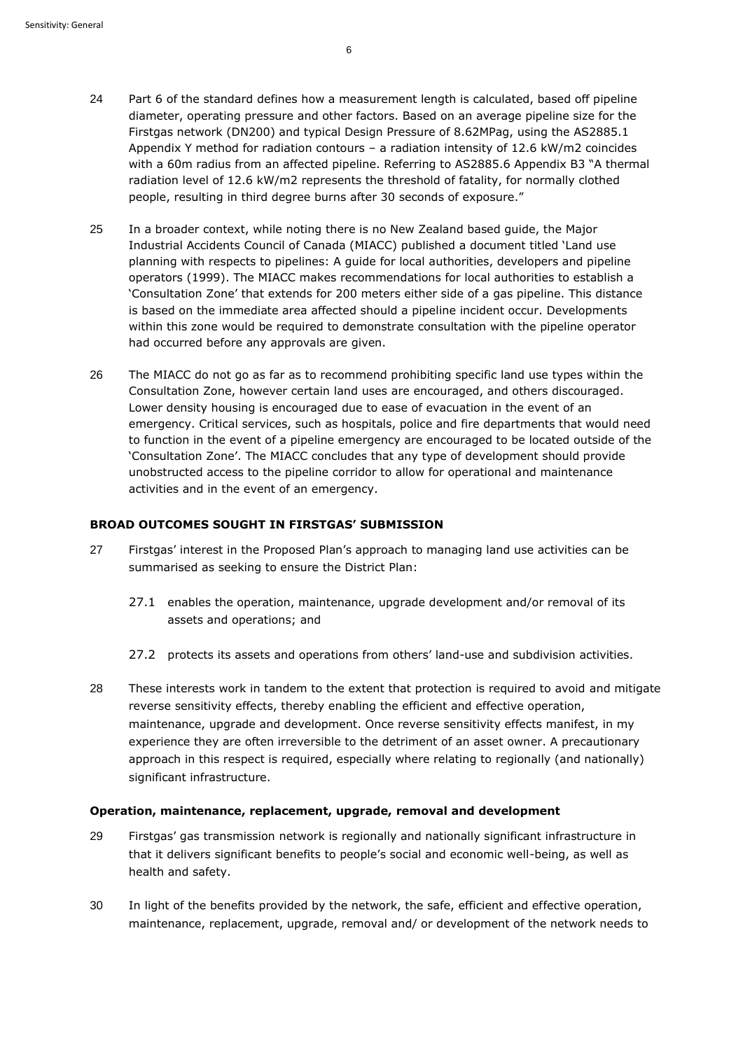24 Part 6 of the standard defines how a measurement length is calculated, based off pipeline diameter, operating pressure and other factors. Based on an average pipeline size for the Firstgas network (DN200) and typical Design Pressure of 8.62MPag, using the AS2885.1 Appendix Y method for radiation contours – a radiation intensity of 12.6 kW/m2 coincides with a 60m radius from an affected pipeline. Referring to AS2885.6 Appendix B3 "A thermal radiation level of 12.6 kW/m2 represents the threshold of fatality, for normally clothed people, resulting in third degree burns after 30 seconds of exposure."

25 In a broader context, while noting there is no New Zealand based guide, the Major Industrial Accidents Council of Canada (MIACC) published a document titled 'Land use planning with respects to pipelines: A guide for local authorities, developers and pipeline operators (1999). The MIACC makes recommendations for local authorities to establish a 'Consultation Zone' that extends for 200 meters either side of a gas pipeline. This distance is based on the immediate area affected should a pipeline incident occur. Developments within this zone would be required to demonstrate consultation with the pipeline operator had occurred before any approvals are given.

26 The MIACC do not go as far as to recommend prohibiting specific land use types within the Consultation Zone, however certain land uses are encouraged, and others discouraged. Lower density housing is encouraged due to ease of evacuation in the event of an emergency. Critical services, such as hospitals, police and fire departments that would need to function in the event of a pipeline emergency are encouraged to be located outside of the 'Consultation Zone'. The MIACC concludes that any type of development should provide unobstructed access to the pipeline corridor to allow for operational and maintenance activities and in the event of an emergency.

**BROAD OUTCOMES SOUGHT IN FIRSTGAS' SUBMISSION**

27 Firstgas' interest in the Proposed Plan's approach to managing land use activities can be summarised as seeking to ensure the District Plan:

27.1 enables the operation, maintenance, upgrade development and/or removal of its assets and operations; and

27.2 protects its assets and operations from others' land-use and subdivision activities.

28 These interests work in tandem to the extent that protection is required to avoid and mitigate reverse sensitivity effects, thereby enabling the efficient and effective operation, maintenance, upgrade and development. Once reverse sensitivity effects manifest, in my experience they are often irreversible to the detriment of an asset owner. A precautionary approach in this respect is required, especially where relating to regionally (and nationally) significant infrastructure.

**Operation, maintenance, replacement, upgrade, removal and development**

29 Firstgas' gas transmission network is regionally and nationally significant infrastructure in that it delivers significant benefits to people's social and economic well-being, as well as health and safety.

30 In light of the benefits provided by the network, the safe, efficient and effective operation, maintenance, replacement, upgrade, removal and/ or development of the network needs to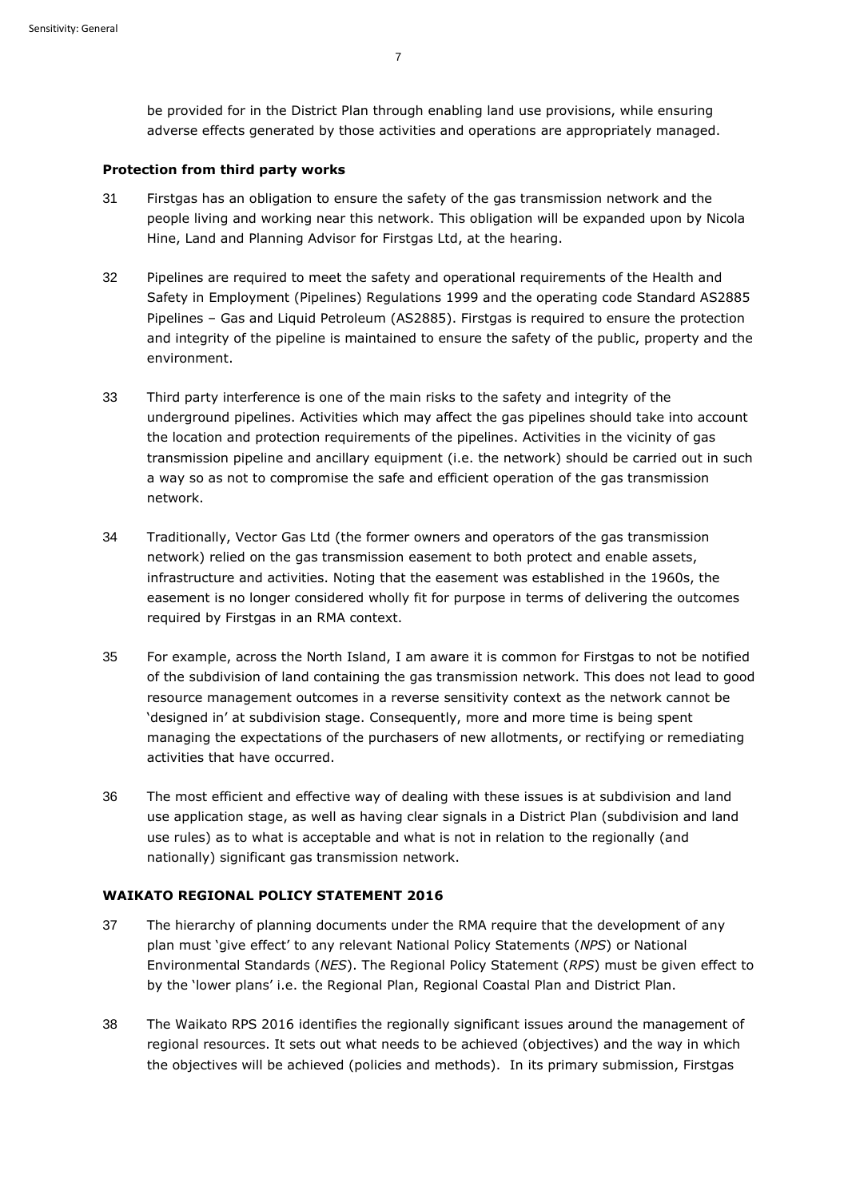be provided for in the District Plan through enabling land use provisions, while ensuring adverse effects generated by those activities and operations are appropriately managed.

**Protection from third party works**

31 Firstgas has an obligation to ensure the safety of the gas transmission network and the people living and working near this network. This obligation will be expanded upon by Nicola Hine, Land and Planning Advisor for Firstgas Ltd, at the hearing.

32 Pipelines are required to meet the safety and operational requirements of the Health and Safety in Employment (Pipelines) Regulations 1999 and the operating code Standard AS2885 Pipelines – Gas and Liquid Petroleum (AS2885). Firstgas is required to ensure the protection and integrity of the pipeline is maintained to ensure the safety of the public, property and the environment.

33 Third party interference is one of the main risks to the safety and integrity of the underground pipelines. Activities which may affect the gas pipelines should take into account the location and protection requirements of the pipelines. Activities in the vicinity of gas transmission pipeline and ancillary equipment (i.e. the network) should be carried out in such a way so as not to compromise the safe and efficient operation of the gas transmission network.

34 Traditionally, Vector Gas Ltd (the former owners and operators of the gas transmission network) relied on the gas transmission easement to both protect and enable assets, infrastructure and activities. Noting that the easement was established in the 1960s, the easement is no longer considered wholly fit for purpose in terms of delivering the outcomes required by Firstgas in an RMA context.

35 For example, across the North Island, I am aware it is common for Firstgas to not be notified of the subdivision of land containing the gas transmission network. This does not lead to good resource management outcomes in a reverse sensitivity context as the network cannot be 'designed in' at subdivision stage. Consequently, more and more time is being spent managing the expectations of the purchasers of new allotments, or rectifying or remediating activities that have occurred.

36 The most efficient and effective way of dealing with these issues is at subdivision and land use application stage, as well as having clear signals in a District Plan (subdivision and land use rules) as to what is acceptable and what is not in relation to the regionally (and nationally) significant gas transmission network.

**WAIKATO REGIONAL POLICY STATEMENT 2016**

37 The hierarchy of planning documents under the RMA require that the development of any plan must 'give effect' to any relevant National Policy Statements (*NPS*) or National Environmental Standards (*NES*). The Regional Policy Statement (*RPS*) must be given effect to by the 'lower plans' i.e. the Regional Plan, Regional Coastal Plan and District Plan.

38 The Waikato RPS 2016 identifies the regionally significant issues around the management of regional resources. It sets out what needs to be achieved (objectives) and the way in which the objectives will be achieved (policies and methods). In its primary submission, Firstgas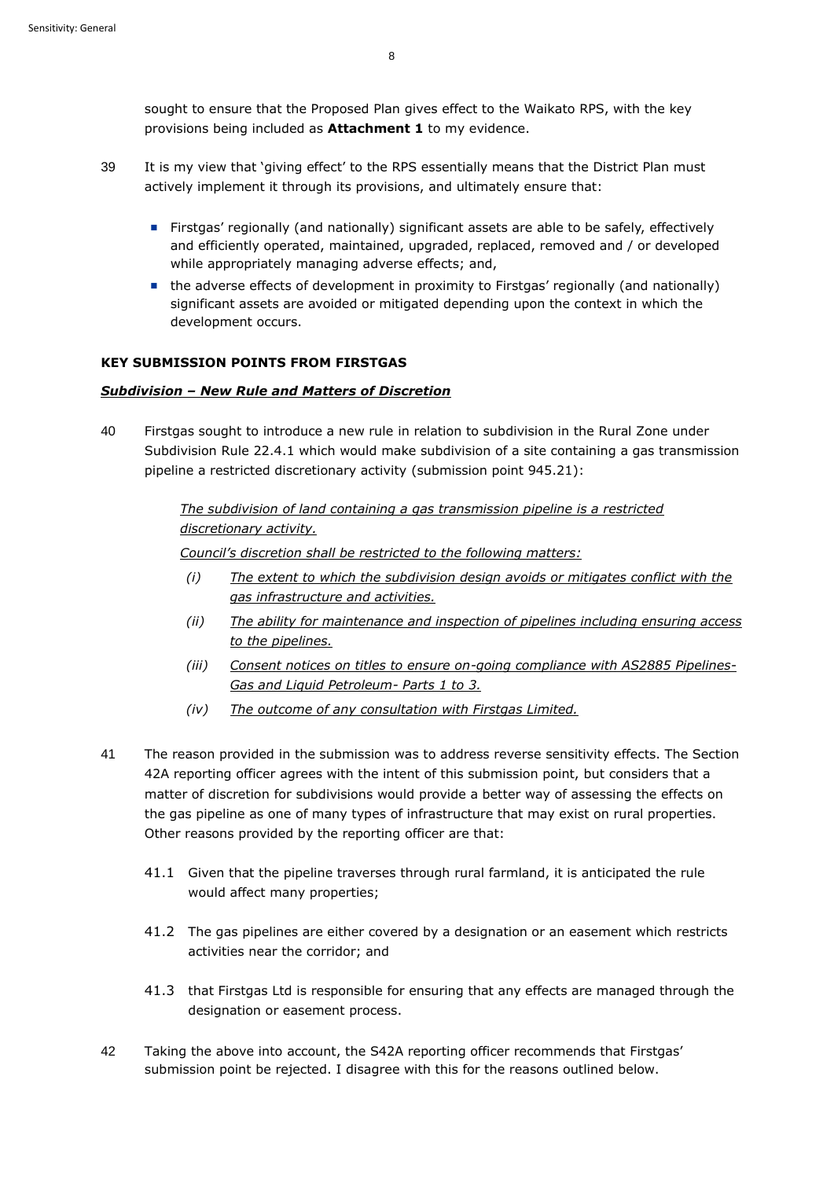sought to ensure that the Proposed Plan gives effect to the Waikato RPS, with the key provisions being included as **Attachment 1** to my evidence.

39 It is my view that 'giving effect' to the RPS essentially means that the District Plan must actively implement it through its provisions, and ultimately ensure that:

- Firstgas' regionally (and nationally) significant assets are able to be safely, effectively and efficiently operated, maintained, upgraded, replaced, removed and / or developed while appropriately managing adverse effects; and,
- the adverse effects of development in proximity to Firstgas' regionally (and nationally) significant assets are avoided or mitigated depending upon the context in which the development occurs.

**KEY SUBMISSION POINTS FROM FIRSTGAS**

***Subdivision – New Rule and Matters of Discretion***

40 Firstgas sought to introduce a new rule in relation to subdivision in the Rural Zone under Subdivision Rule 22.4.1 which would make subdivision of a site containing a gas transmission pipeline a restricted discretionary activity (submission point 945.21):

> *The subdivision of land containing a gas transmission pipeline is a restricted discretionary activity.*
>
> *Council's discretion shall be restricted to the following matters:*
>
> *(i) The extent to which the subdivision design avoids or mitigates conflict with the gas infrastructure and activities.*
>
> *(ii) The ability for maintenance and inspection of pipelines including ensuring access to the pipelines.*
>
> *(iii) Consent notices on titles to ensure on-going compliance with AS2885 Pipelines-Gas and Liquid Petroleum- Parts 1 to 3.*
>
> *(iv) The outcome of any consultation with Firstgas Limited.*

41 The reason provided in the submission was to address reverse sensitivity effects. The Section 42A reporting officer agrees with the intent of this submission point, but considers that a matter of discretion for subdivisions would provide a better way of assessing the effects on the gas pipeline as one of many types of infrastructure that may exist on rural properties. Other reasons provided by the reporting officer are that:

41.1 Given that the pipeline traverses through rural farmland, it is anticipated the rule would affect many properties;

41.2 The gas pipelines are either covered by a designation or an easement which restricts activities near the corridor; and

41.3 that Firstgas Ltd is responsible for ensuring that any effects are managed through the designation or easement process.

42 Taking the above into account, the S42A reporting officer recommends that Firstgas' submission point be rejected. I disagree with this for the reasons outlined below.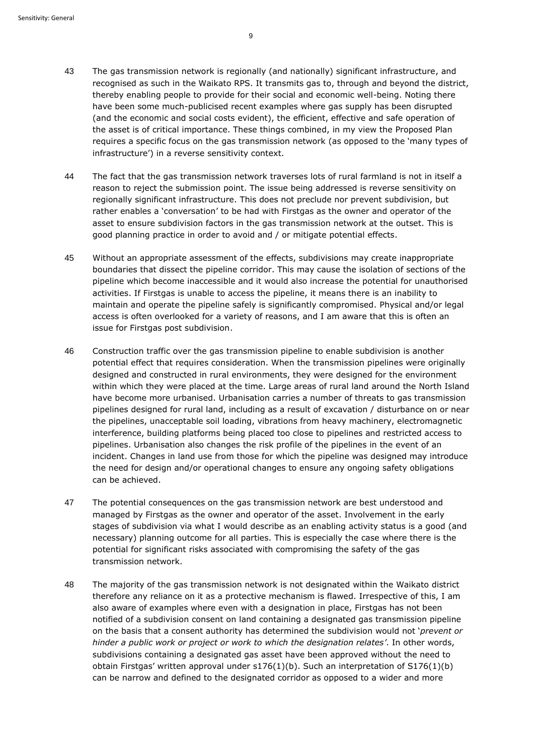43 The gas transmission network is regionally (and nationally) significant infrastructure, and recognised as such in the Waikato RPS. It transmits gas to, through and beyond the district, thereby enabling people to provide for their social and economic well-being. Noting there have been some much-publicised recent examples where gas supply has been disrupted (and the economic and social costs evident), the efficient, effective and safe operation of the asset is of critical importance. These things combined, in my view the Proposed Plan requires a specific focus on the gas transmission network (as opposed to the 'many types of infrastructure') in a reverse sensitivity context.

44 The fact that the gas transmission network traverses lots of rural farmland is not in itself a reason to reject the submission point. The issue being addressed is reverse sensitivity on regionally significant infrastructure. This does not preclude nor prevent subdivision, but rather enables a 'conversation' to be had with Firstgas as the owner and operator of the asset to ensure subdivision factors in the gas transmission network at the outset. This is good planning practice in order to avoid and / or mitigate potential effects.

45 Without an appropriate assessment of the effects, subdivisions may create inappropriate boundaries that dissect the pipeline corridor. This may cause the isolation of sections of the pipeline which become inaccessible and it would also increase the potential for unauthorised activities. If Firstgas is unable to access the pipeline, it means there is an inability to maintain and operate the pipeline safely is significantly compromised. Physical and/or legal access is often overlooked for a variety of reasons, and I am aware that this is often an issue for Firstgas post subdivision.

46 Construction traffic over the gas transmission pipeline to enable subdivision is another potential effect that requires consideration. When the transmission pipelines were originally designed and constructed in rural environments, they were designed for the environment within which they were placed at the time. Large areas of rural land around the North Island have become more urbanised. Urbanisation carries a number of threats to gas transmission pipelines designed for rural land, including as a result of excavation / disturbance on or near the pipelines, unacceptable soil loading, vibrations from heavy machinery, electromagnetic interference, building platforms being placed too close to pipelines and restricted access to pipelines. Urbanisation also changes the risk profile of the pipelines in the event of an incident. Changes in land use from those for which the pipeline was designed may introduce the need for design and/or operational changes to ensure any ongoing safety obligations can be achieved.

47 The potential consequences on the gas transmission network are best understood and managed by Firstgas as the owner and operator of the asset. Involvement in the early stages of subdivision via what I would describe as an enabling activity status is a good (and necessary) planning outcome for all parties. This is especially the case where there is the potential for significant risks associated with compromising the safety of the gas transmission network.

48 The majority of the gas transmission network is not designated within the Waikato district therefore any reliance on it as a protective mechanism is flawed. Irrespective of this, I am also aware of examples where even with a designation in place, Firstgas has not been notified of a subdivision consent on land containing a designated gas transmission pipeline on the basis that a consent authority has determined the subdivision would not '*prevent or hinder a public work or project or work to which the designation relates'*. In other words, subdivisions containing a designated gas asset have been approved without the need to obtain Firstgas' written approval under s176(1)(b). Such an interpretation of S176(1)(b) can be narrow and defined to the designated corridor as opposed to a wider and more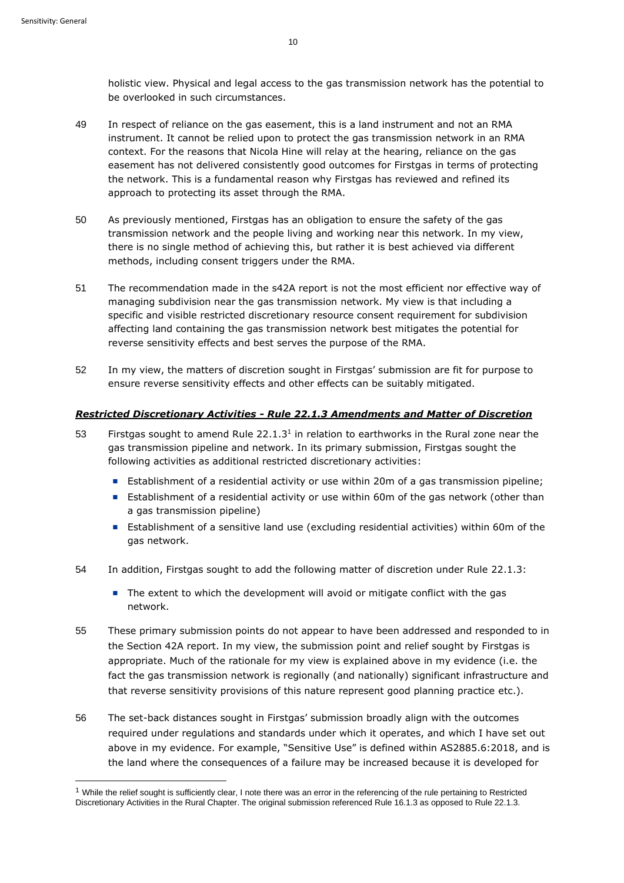holistic view. Physical and legal access to the gas transmission network has the potential to be overlooked in such circumstances.

49 In respect of reliance on the gas easement, this is a land instrument and not an RMA instrument. It cannot be relied upon to protect the gas transmission network in an RMA context. For the reasons that Nicola Hine will relay at the hearing, reliance on the gas easement has not delivered consistently good outcomes for Firstgas in terms of protecting the network. This is a fundamental reason why Firstgas has reviewed and refined its approach to protecting its asset through the RMA.

50 As previously mentioned, Firstgas has an obligation to ensure the safety of the gas transmission network and the people living and working near this network. In my view, there is no single method of achieving this, but rather it is best achieved via different methods, including consent triggers under the RMA.

51 The recommendation made in the s42A report is not the most efficient nor effective way of managing subdivision near the gas transmission network. My view is that including a specific and visible restricted discretionary resource consent requirement for subdivision affecting land containing the gas transmission network best mitigates the potential for reverse sensitivity effects and best serves the purpose of the RMA.

52 In my view, the matters of discretion sought in Firstgas' submission are fit for purpose to ensure reverse sensitivity effects and other effects can be suitably mitigated.

***Restricted Discretionary Activities - Rule 22.1.3 Amendments and Matter of Discretion***

53 Firstgas sought to amend Rule 22.1.3[1] in relation to earthworks in the Rural zone near the gas transmission pipeline and network. In its primary submission, Firstgas sought the following activities as additional restricted discretionary activities:

- Establishment of a residential activity or use within 20m of a gas transmission pipeline;
- Establishment of a residential activity or use within 60m of the gas network (other than a gas transmission pipeline)
- Establishment of a sensitive land use (excluding residential activities) within 60m of the gas network.

54 In addition, Firstgas sought to add the following matter of discretion under Rule 22.1.3:

- The extent to which the development will avoid or mitigate conflict with the gas network.

55 These primary submission points do not appear to have been addressed and responded to in the Section 42A report. In my view, the submission point and relief sought by Firstgas is appropriate. Much of the rationale for my view is explained above in my evidence (i.e. the fact the gas transmission network is regionally (and nationally) significant infrastructure and that reverse sensitivity provisions of this nature represent good planning practice etc.).

56 The set-back distances sought in Firstgas' submission broadly align with the outcomes required under regulations and standards under which it operates, and which I have set out above in my evidence. For example, "Sensitive Use" is defined within AS2885.6:2018, and is the land where the consequences of a failure may be increased because it is developed for

---

[1] While the relief sought is sufficiently clear, I note there was an error in the referencing of the rule pertaining to Restricted Discretionary Activities in the Rural Chapter. The original submission referenced Rule 16.1.3 as opposed to Rule 22.1.3.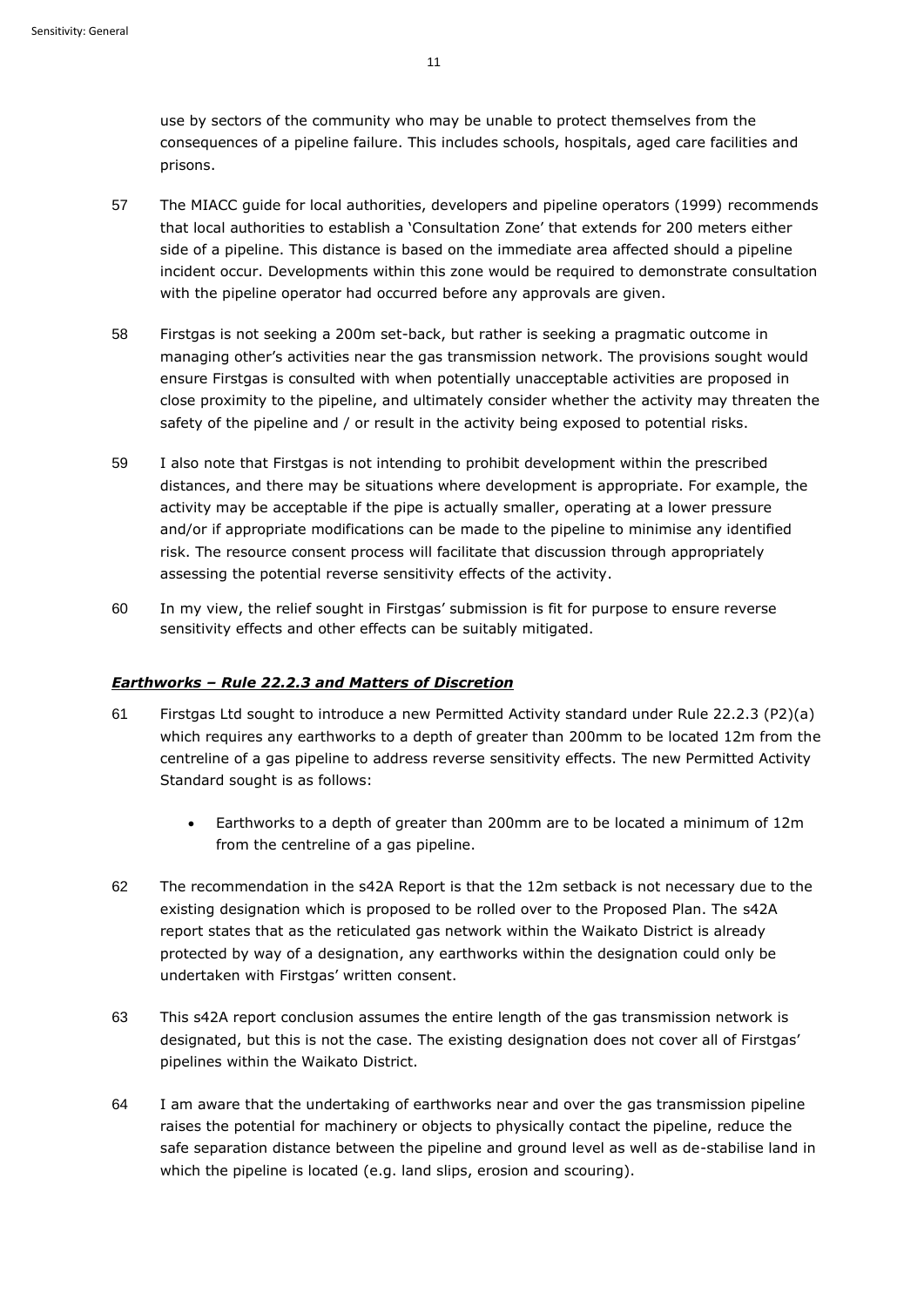use by sectors of the community who may be unable to protect themselves from the consequences of a pipeline failure. This includes schools, hospitals, aged care facilities and prisons.

57 The MIACC guide for local authorities, developers and pipeline operators (1999) recommends that local authorities to establish a 'Consultation Zone' that extends for 200 meters either side of a pipeline. This distance is based on the immediate area affected should a pipeline incident occur. Developments within this zone would be required to demonstrate consultation with the pipeline operator had occurred before any approvals are given.

58 Firstgas is not seeking a 200m set-back, but rather is seeking a pragmatic outcome in managing other's activities near the gas transmission network. The provisions sought would ensure Firstgas is consulted with when potentially unacceptable activities are proposed in close proximity to the pipeline, and ultimately consider whether the activity may threaten the safety of the pipeline and / or result in the activity being exposed to potential risks.

59 I also note that Firstgas is not intending to prohibit development within the prescribed distances, and there may be situations where development is appropriate. For example, the activity may be acceptable if the pipe is actually smaller, operating at a lower pressure and/or if appropriate modifications can be made to the pipeline to minimise any identified risk. The resource consent process will facilitate that discussion through appropriately assessing the potential reverse sensitivity effects of the activity.

60 In my view, the relief sought in Firstgas' submission is fit for purpose to ensure reverse sensitivity effects and other effects can be suitably mitigated.

***Earthworks – Rule 22.2.3 and Matters of Discretion***

61 Firstgas Ltd sought to introduce a new Permitted Activity standard under Rule 22.2.3 (P2)(a) which requires any earthworks to a depth of greater than 200mm to be located 12m from the centreline of a gas pipeline to address reverse sensitivity effects. The new Permitted Activity Standard sought is as follows:

- Earthworks to a depth of greater than 200mm are to be located a minimum of 12m from the centreline of a gas pipeline.

62 The recommendation in the s42A Report is that the 12m setback is not necessary due to the existing designation which is proposed to be rolled over to the Proposed Plan. The s42A report states that as the reticulated gas network within the Waikato District is already protected by way of a designation, any earthworks within the designation could only be undertaken with Firstgas' written consent.

63 This s42A report conclusion assumes the entire length of the gas transmission network is designated, but this is not the case. The existing designation does not cover all of Firstgas' pipelines within the Waikato District.

64 I am aware that the undertaking of earthworks near and over the gas transmission pipeline raises the potential for machinery or objects to physically contact the pipeline, reduce the safe separation distance between the pipeline and ground level as well as de-stabilise land in which the pipeline is located (e.g. land slips, erosion and scouring).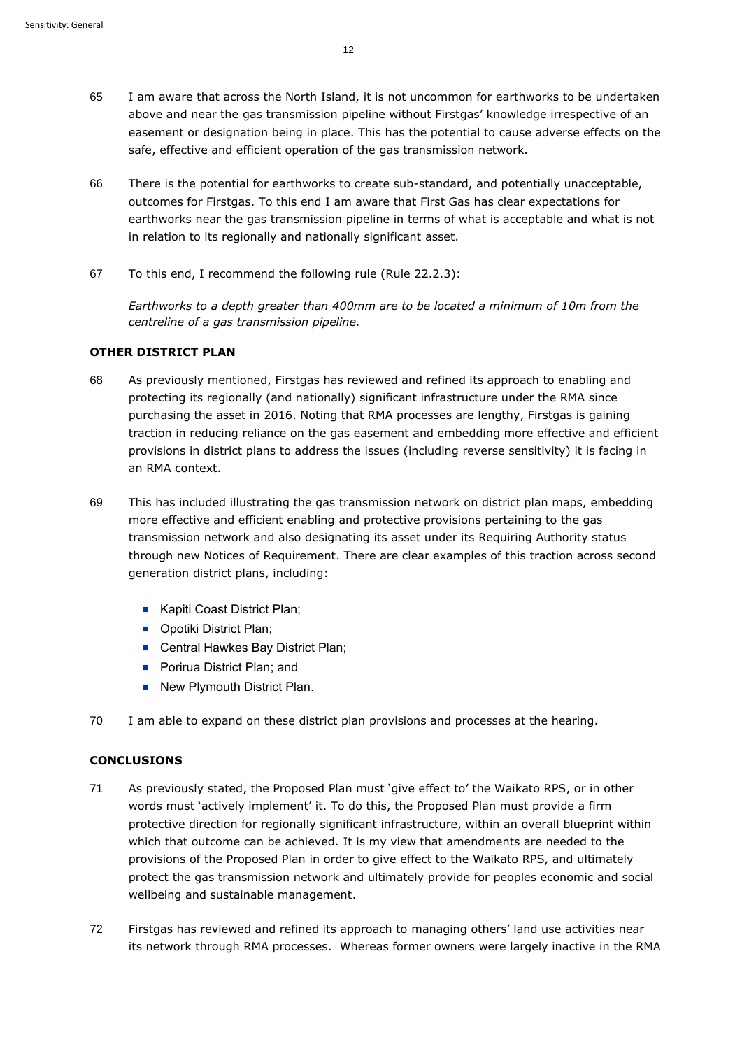65 I am aware that across the North Island, it is not uncommon for earthworks to be undertaken above and near the gas transmission pipeline without Firstgas' knowledge irrespective of an easement or designation being in place. This has the potential to cause adverse effects on the safe, effective and efficient operation of the gas transmission network.

66 There is the potential for earthworks to create sub-standard, and potentially unacceptable, outcomes for Firstgas. To this end I am aware that First Gas has clear expectations for earthworks near the gas transmission pipeline in terms of what is acceptable and what is not in relation to its regionally and nationally significant asset.

67 To this end, I recommend the following rule (Rule 22.2.3):

*Earthworks to a depth greater than 400mm are to be located a minimum of 10m from the centreline of a gas transmission pipeline.*

**OTHER DISTRICT PLAN**

68 As previously mentioned, Firstgas has reviewed and refined its approach to enabling and protecting its regionally (and nationally) significant infrastructure under the RMA since purchasing the asset in 2016. Noting that RMA processes are lengthy, Firstgas is gaining traction in reducing reliance on the gas easement and embedding more effective and efficient provisions in district plans to address the issues (including reverse sensitivity) it is facing in an RMA context.

69 This has included illustrating the gas transmission network on district plan maps, embedding more effective and efficient enabling and protective provisions pertaining to the gas transmission network and also designating its asset under its Requiring Authority status through new Notices of Requirement. There are clear examples of this traction across second generation district plans, including:

- Kapiti Coast District Plan;
- Opotiki District Plan;
- Central Hawkes Bay District Plan;
- Porirua District Plan; and
- New Plymouth District Plan.

70 I am able to expand on these district plan provisions and processes at the hearing.

**CONCLUSIONS**

71 As previously stated, the Proposed Plan must 'give effect to' the Waikato RPS, or in other words must 'actively implement' it. To do this, the Proposed Plan must provide a firm protective direction for regionally significant infrastructure, within an overall blueprint within which that outcome can be achieved. It is my view that amendments are needed to the provisions of the Proposed Plan in order to give effect to the Waikato RPS, and ultimately protect the gas transmission network and ultimately provide for peoples economic and social wellbeing and sustainable management.

72 Firstgas has reviewed and refined its approach to managing others' land use activities near its network through RMA processes. Whereas former owners were largely inactive in the RMA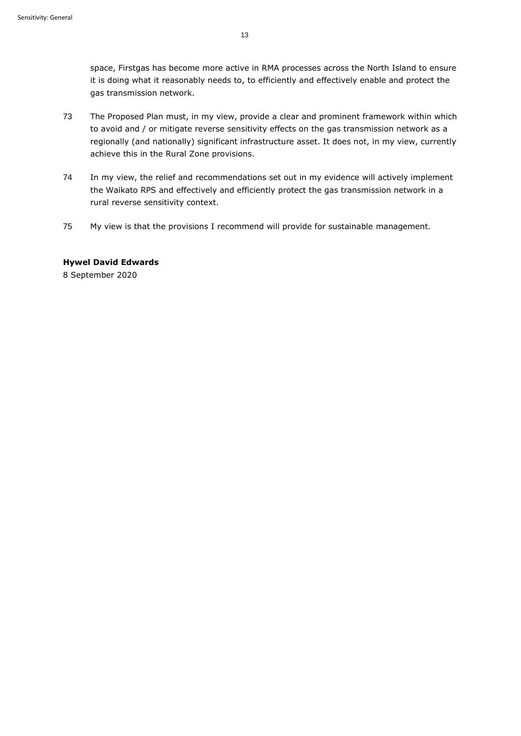space, Firstgas has become more active in RMA processes across the North Island to ensure it is doing what it reasonably needs to, to efficiently and effectively enable and protect the gas transmission network.

73 The Proposed Plan must, in my view, provide a clear and prominent framework within which to avoid and / or mitigate reverse sensitivity effects on the gas transmission network as a regionally (and nationally) significant infrastructure asset. It does not, in my view, currently achieve this in the Rural Zone provisions.

74 In my view, the relief and recommendations set out in my evidence will actively implement the Waikato RPS and effectively and efficiently protect the gas transmission network in a rural reverse sensitivity context.

75 My view is that the provisions I recommend will provide for sustainable management.

**Hywel David Edwards**
8 September 2020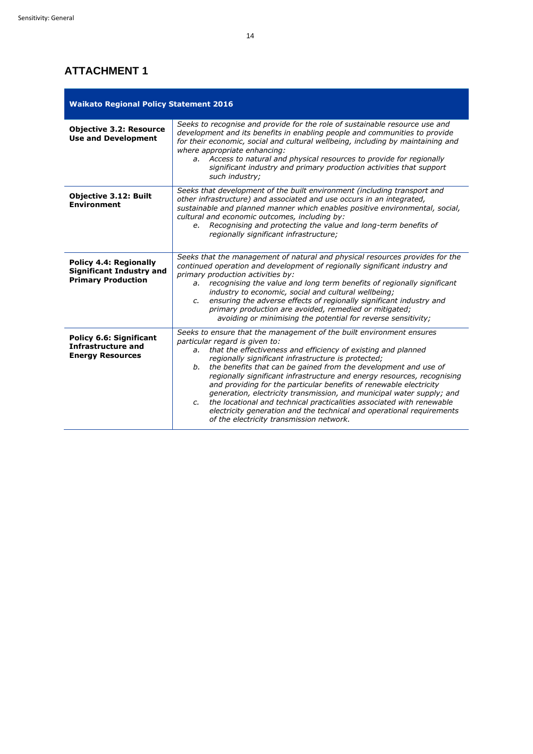# ATTACHMENT 1

| Waikato Regional Policy Statement 2016 | |
|---|---|
| **Objective 3.2: Resource Use and Development** | *Seeks to recognise and provide for the role of sustainable resource use and development and its benefits in enabling people and communities to provide for their economic, social and cultural wellbeing, including by maintaining and where appropriate enhancing:*<br>*a. Access to natural and physical resources to provide for regionally significant industry and primary production activities that support such industry;* |
| **Objective 3.12: Built Environment** | *Seeks that development of the built environment (including transport and other infrastructure) and associated and use occurs in an integrated, sustainable and planned manner which enables positive environmental, social, cultural and economic outcomes, including by:*<br>*e. Recognising and protecting the value and long-term benefits of regionally significant infrastructure;* |
| **Policy 4.4: Regionally Significant Industry and Primary Production** | *Seeks that the management of natural and physical resources provides for the continued operation and development of regionally significant industry and primary production activities by:*<br>*a. recognising the value and long term benefits of regionally significant industry to economic, social and cultural wellbeing;*<br>*c. ensuring the adverse effects of regionally significant industry and primary production are avoided, remedied or mitigated; avoiding or minimising the potential for reverse sensitivity;* |
| **Policy 6.6: Significant Infrastructure and Energy Resources** | *Seeks to ensure that the management of the built environment ensures particular regard is given to:*<br>*a. that the effectiveness and efficiency of existing and planned regionally significant infrastructure is protected;*<br>*b. the benefits that can be gained from the development and use of regionally significant infrastructure and energy resources, recognising and providing for the particular benefits of renewable electricity generation, electricity transmission, and municipal water supply; and*<br>*c. the locational and technical practicalities associated with renewable electricity generation and the technical and operational requirements of the electricity transmission network.* |